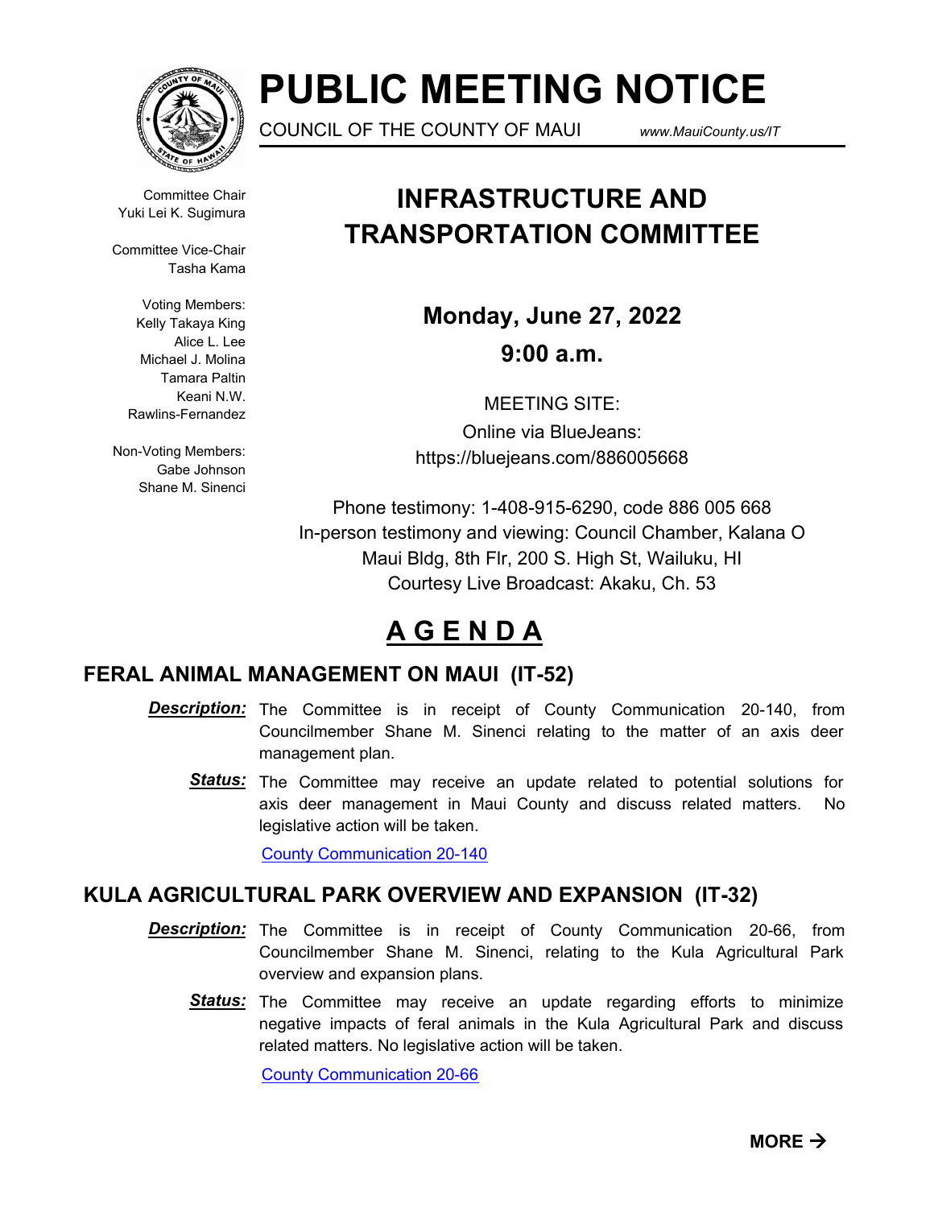# PUBLIC MEETING NOTICE

COUNCIL OF THE COUNTY OF MAUI www.MauiCounty.us/IT

Committee Chair
Yuki Lei K. Sugimura

Committee Vice-Chair
Tasha Kama

Voting Members:
Kelly Takaya King
Alice L. Lee
Michael J. Molina
Tamara Paltin
Keani N.W. Rawlins-Fernandez

Non-Voting Members:
Gabe Johnson
Shane M. Sinenci

## INFRASTRUCTURE AND TRANSPORTATION COMMITTEE

**Monday, June 27, 2022**

**9:00 a.m.**

MEETING SITE:
Online via BlueJeans:
https://bluejeans.com/886005668

Phone testimony: 1-408-915-6290, code 886 005 668
In-person testimony and viewing: Council Chamber, Kalana O Maui Bldg, 8th Flr, 200 S. High St, Wailuku, HI
Courtesy Live Broadcast: Akaku, Ch. 53

## A G E N D A

### FERAL ANIMAL MANAGEMENT ON MAUI (IT-52)

***Description:*** The Committee is in receipt of County Communication 20-140, from Councilmember Shane M. Sinenci relating to the matter of an axis deer management plan.

***Status:*** The Committee may receive an update related to potential solutions for axis deer management in Maui County and discuss related matters. No legislative action will be taken.

County Communication 20-140

### KULA AGRICULTURAL PARK OVERVIEW AND EXPANSION (IT-32)

***Description:*** The Committee is in receipt of County Communication 20-66, from Councilmember Shane M. Sinenci, relating to the Kula Agricultural Park overview and expansion plans.

***Status:*** The Committee may receive an update regarding efforts to minimize negative impacts of feral animals in the Kula Agricultural Park and discuss related matters. No legislative action will be taken.

County Communication 20-66

**MORE →**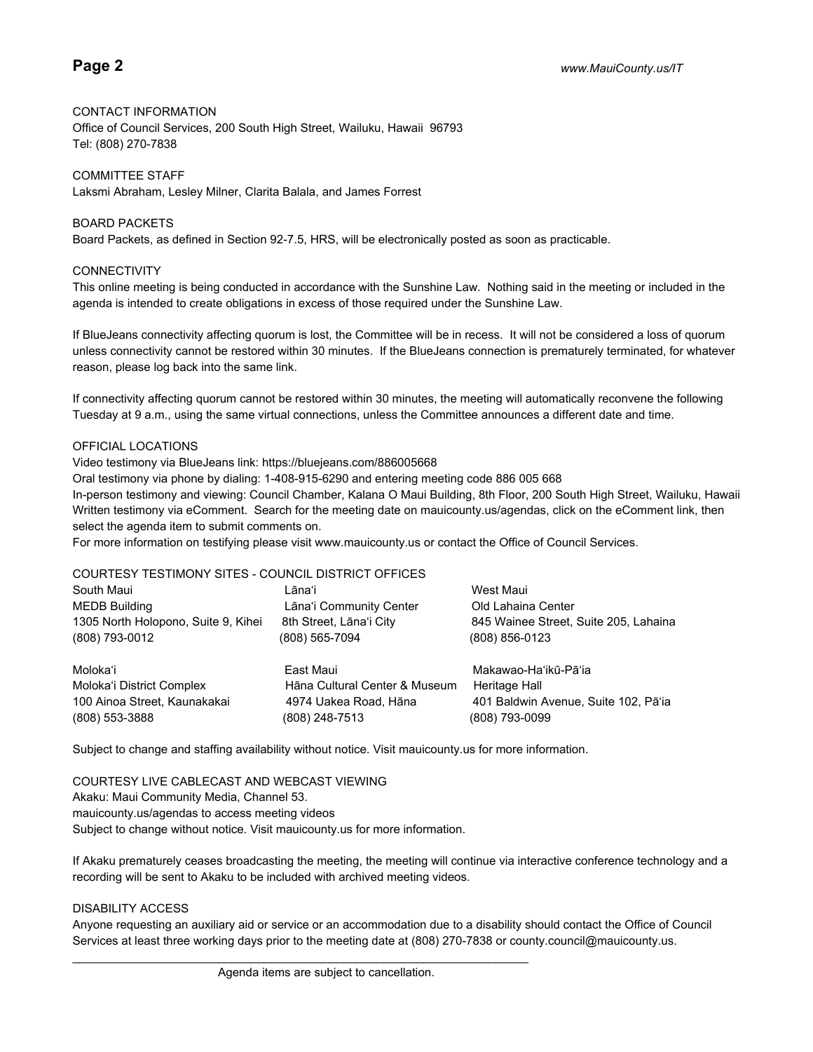CONTACT INFORMATION
Office of Council Services, 200 South High Street, Wailuku, Hawaii 96793
Tel: (808) 270-7838

COMMITTEE STAFF
Laksmi Abraham, Lesley Milner, Clarita Balala, and James Forrest

BOARD PACKETS
Board Packets, as defined in Section 92-7.5, HRS, will be electronically posted as soon as practicable.

CONNECTIVITY
This online meeting is being conducted in accordance with the Sunshine Law. Nothing said in the meeting or included in the agenda is intended to create obligations in excess of those required under the Sunshine Law.

If BlueJeans connectivity affecting quorum is lost, the Committee will be in recess. It will not be considered a loss of quorum unless connectivity cannot be restored within 30 minutes. If the BlueJeans connection is prematurely terminated, for whatever reason, please log back into the same link.

If connectivity affecting quorum cannot be restored within 30 minutes, the meeting will automatically reconvene the following Tuesday at 9 a.m., using the same virtual connections, unless the Committee announces a different date and time.

OFFICIAL LOCATIONS
Video testimony via BlueJeans link: https://bluejeans.com/886005668
Oral testimony via phone by dialing: 1-408-915-6290 and entering meeting code 886 005 668
In-person testimony and viewing: Council Chamber, Kalana O Maui Building, 8th Floor, 200 South High Street, Wailuku, Hawaii
Written testimony via eComment. Search for the meeting date on mauicounty.us/agendas, click on the eComment link, then select the agenda item to submit comments on.
For more information on testifying please visit www.mauicounty.us or contact the Office of Council Services.

COURTESY TESTIMONY SITES - COUNCIL DISTRICT OFFICES

| | | |
|---|---|---|
| South Maui | Lānaʻi | West Maui |
| MEDB Building | Lānaʻi Community Center | Old Lahaina Center |
| 1305 North Holopono, Suite 9, Kihei | 8th Street, Lānaʻi City | 845 Wainee Street, Suite 205, Lahaina |
| (808) 793-0012 | (808) 565-7094 | (808) 856-0123 |
| Molokaʻi | East Maui | Makawao-Haʻikū-Pāʻia |
| Molokaʻi District Complex | Hāna Cultural Center & Museum | Heritage Hall |
| 100 Ainoa Street, Kaunakakai | 4974 Uakea Road, Hāna | 401 Baldwin Avenue, Suite 102, Pāʻia |
| (808) 553-3888 | (808) 248-7513 | (808) 793-0099 |

Subject to change and staffing availability without notice. Visit mauicounty.us for more information.

COURTESY LIVE CABLECAST AND WEBCAST VIEWING
Akaku: Maui Community Media, Channel 53.
mauicounty.us/agendas to access meeting videos
Subject to change without notice. Visit mauicounty.us for more information.

If Akaku prematurely ceases broadcasting the meeting, the meeting will continue via interactive conference technology and a recording will be sent to Akaku to be included with archived meeting videos.

DISABILITY ACCESS
Anyone requesting an auxiliary aid or service or an accommodation due to a disability should contact the Office of Council Services at least three working days prior to the meeting date at (808) 270-7838 or county.council@mauicounty.us.

---

Agenda items are subject to cancellation.